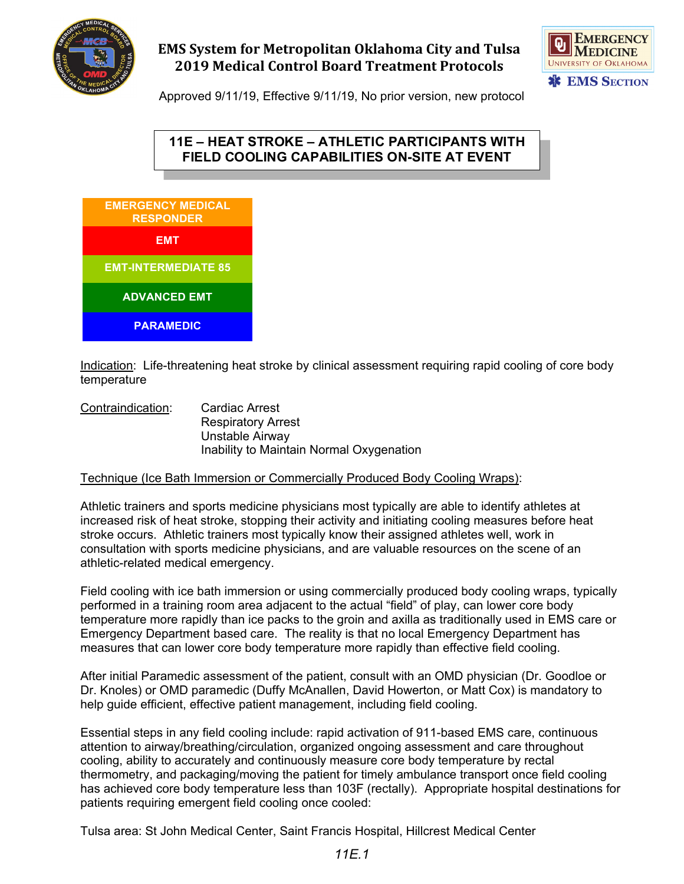# EMS System for Metropolitan Oklahoma City and Tulsa
# 2019 Medical Control Board Treatment Protocols

Approved 9/11/19, Effective 9/11/19, No prior version, new protocol

## 11E – HEAT STROKE – ATHLETIC PARTICIPANTS WITH FIELD COOLING CAPABILITIES ON-SITE AT EVENT

| EMERGENCY MEDICAL RESPONDER |
| --- |
| EMT |
| EMT-INTERMEDIATE 85 |
| ADVANCED EMT |
| PARAMEDIC |

Indication: Life-threatening heat stroke by clinical assessment requiring rapid cooling of core body temperature

Contraindication:
- Cardiac Arrest
- Respiratory Arrest
- Unstable Airway
- Inability to Maintain Normal Oxygenation

Technique (Ice Bath Immersion or Commercially Produced Body Cooling Wraps):

Athletic trainers and sports medicine physicians most typically are able to identify athletes at increased risk of heat stroke, stopping their activity and initiating cooling measures before heat stroke occurs. Athletic trainers most typically know their assigned athletes well, work in consultation with sports medicine physicians, and are valuable resources on the scene of an athletic-related medical emergency.

Field cooling with ice bath immersion or using commercially produced body cooling wraps, typically performed in a training room area adjacent to the actual "field" of play, can lower core body temperature more rapidly than ice packs to the groin and axilla as traditionally used in EMS care or Emergency Department based care. The reality is that no local Emergency Department has measures that can lower core body temperature more rapidly than effective field cooling.

After initial Paramedic assessment of the patient, consult with an OMD physician (Dr. Goodloe or Dr. Knoles) or OMD paramedic (Duffy McAnallen, David Howerton, or Matt Cox) is mandatory to help guide efficient, effective patient management, including field cooling.

Essential steps in any field cooling include: rapid activation of 911-based EMS care, continuous attention to airway/breathing/circulation, organized ongoing assessment and care throughout cooling, ability to accurately and continuously measure core body temperature by rectal thermometry, and packaging/moving the patient for timely ambulance transport once field cooling has achieved core body temperature less than 103F (rectally). Appropriate hospital destinations for patients requiring emergent field cooling once cooled:

Tulsa area: St John Medical Center, Saint Francis Hospital, Hillcrest Medical Center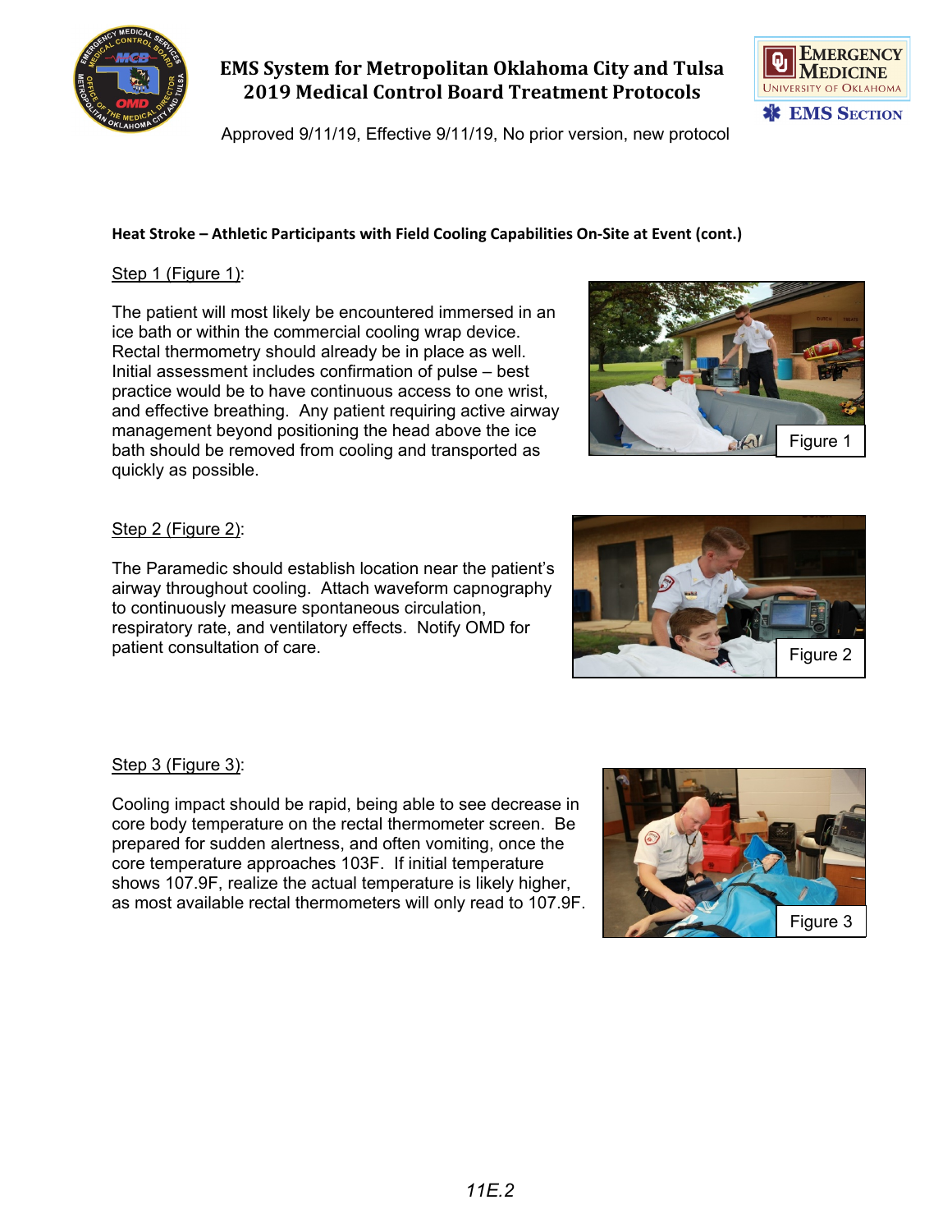**Heat Stroke – Athletic Participants with Field Cooling Capabilities On-Site at Event (cont.)**

Step 1 (Figure 1):

The patient will most likely be encountered immersed in an ice bath or within the commercial cooling wrap device. Rectal thermometry should already be in place as well. Initial assessment includes confirmation of pulse – best practice would be to have continuous access to one wrist, and effective breathing. Any patient requiring active airway management beyond positioning the head above the ice bath should be removed from cooling and transported as quickly as possible.

Figure 1

Step 2 (Figure 2):

The Paramedic should establish location near the patient's airway throughout cooling. Attach waveform capnography to continuously measure spontaneous circulation, respiratory rate, and ventilatory effects. Notify OMD for patient consultation of care.

Figure 2

Step 3 (Figure 3):

Cooling impact should be rapid, being able to see decrease in core body temperature on the rectal thermometer screen. Be prepared for sudden alertness, and often vomiting, once the core temperature approaches 103F. If initial temperature shows 107.9F, realize the actual temperature is likely higher, as most available rectal thermometers will only read to 107.9F.

Figure 3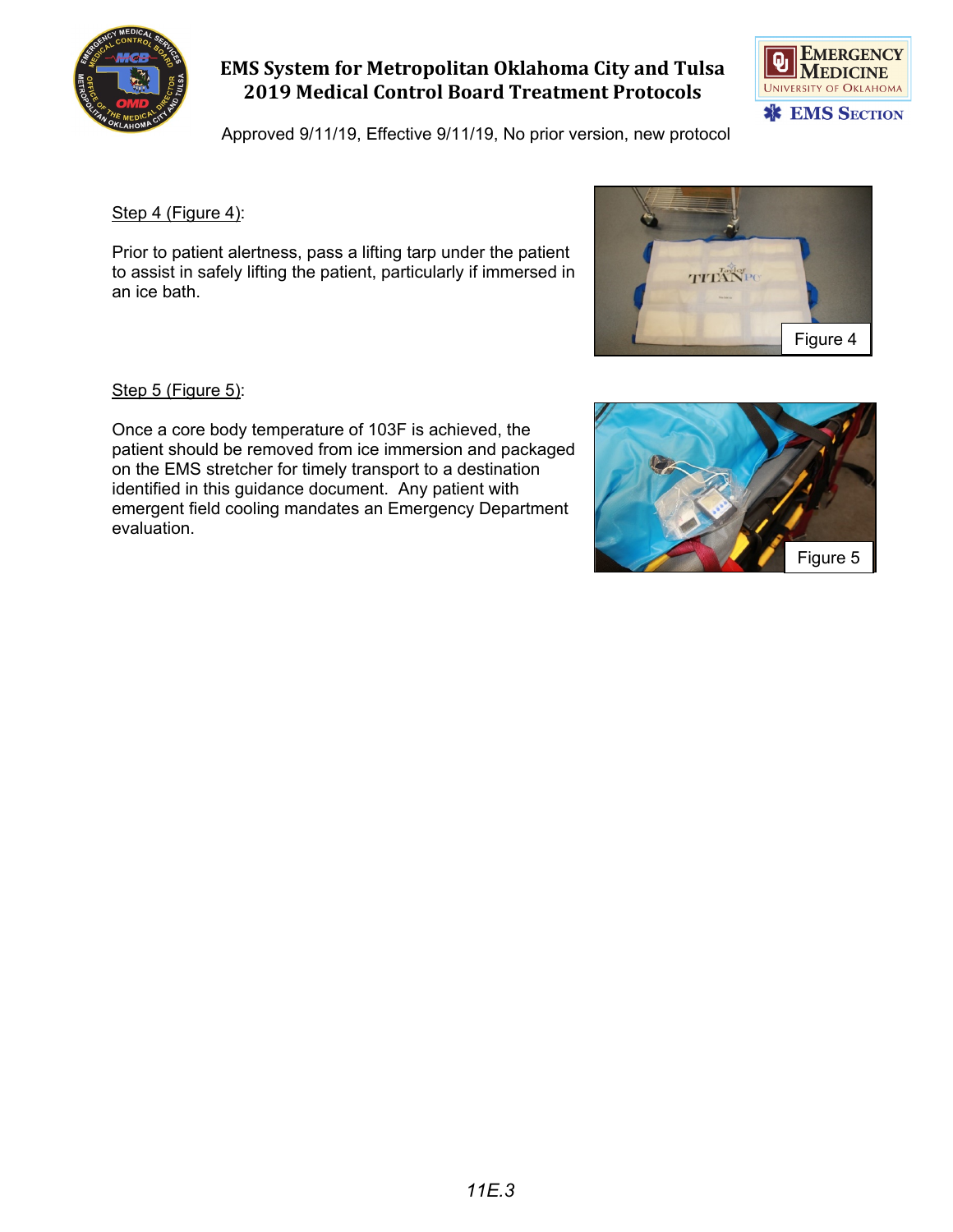Step 4 (Figure 4):

Prior to patient alertness, pass a lifting tarp under the patient to assist in safely lifting the patient, particularly if immersed in an ice bath.

Figure 4

Step 5 (Figure 5):

Once a core body temperature of 103F is achieved, the patient should be removed from ice immersion and packaged on the EMS stretcher for timely transport to a destination identified in this guidance document. Any patient with emergent field cooling mandates an Emergency Department evaluation.

Figure 5